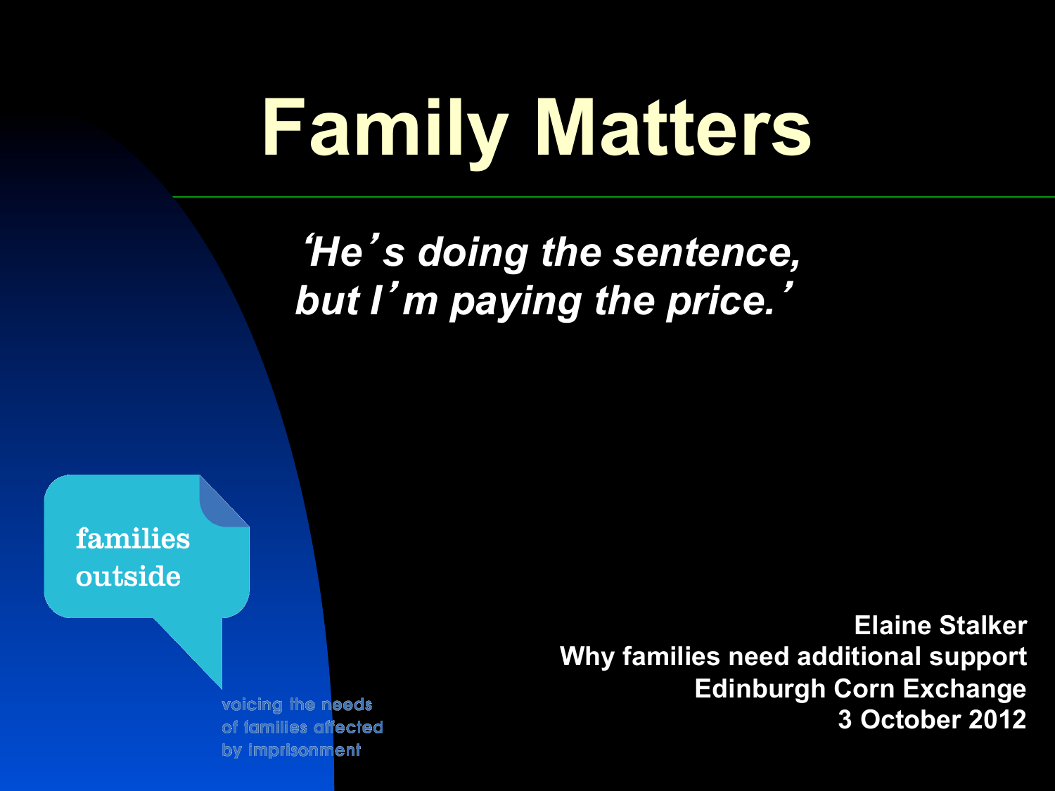# Family Matters

*'He's doing the sentence, but I'm paying the price.'*

families outside

voicing the needs of families affected by imprisonment

**Elaine Stalker**
**Why families need additional support**
**Edinburgh Corn Exchange**
**3 October 2012**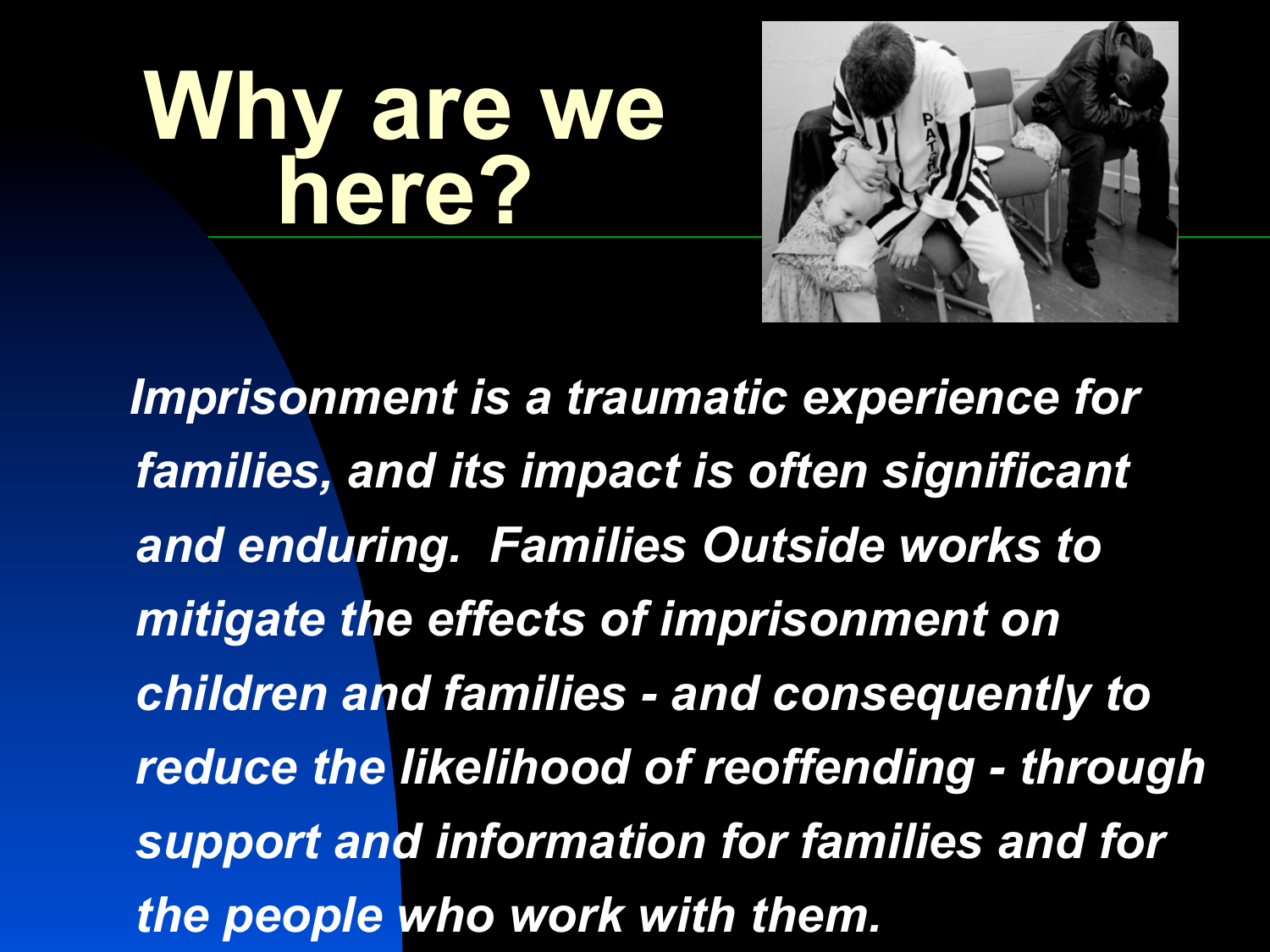# Why are we here?

*Imprisonment is a traumatic experience for families, and its impact is often significant and enduring. Families Outside works to mitigate the effects of imprisonment on children and families - and consequently to reduce the likelihood of reoffending - through support and information for families and for the people who work with them.*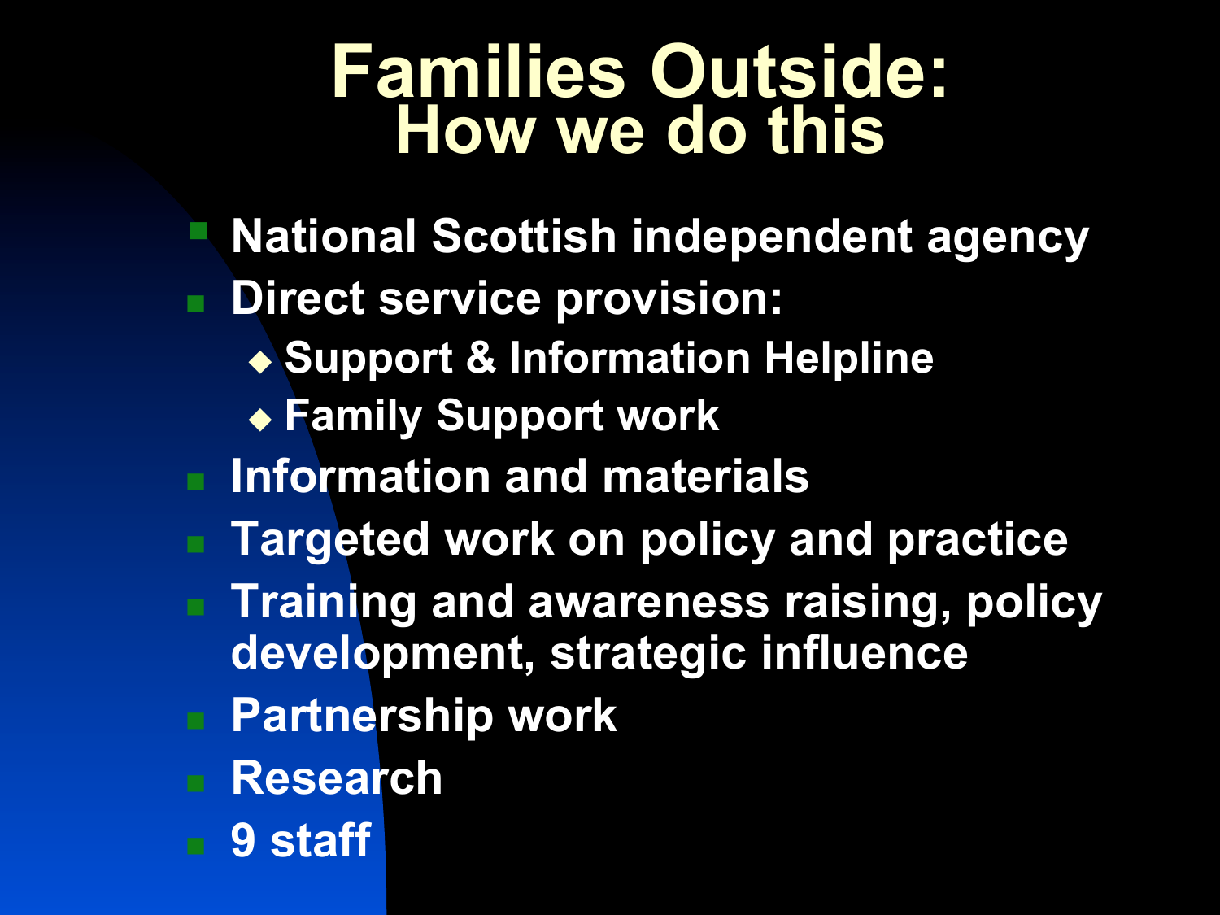# Families Outside:
## How we do this

- National Scottish independent agency
- Direct service provision:
  - Support & Information Helpline
  - Family Support work
- Information and materials
- Targeted work on policy and practice
- Training and awareness raising, policy development, strategic influence
- Partnership work
- Research
- 9 staff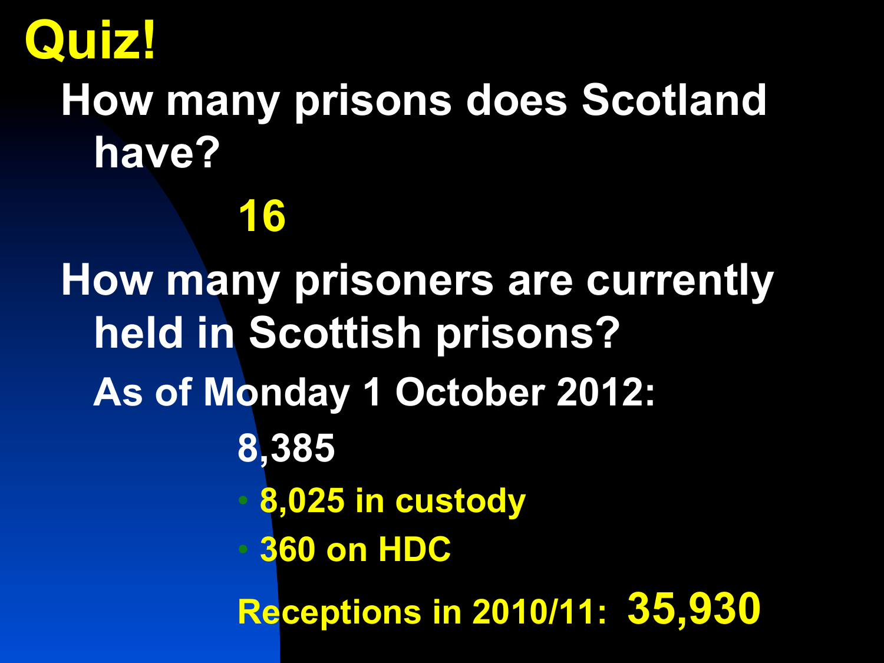# Quiz!

**How many prisons does Scotland have?**

**16**

**How many prisoners are currently held in Scottish prisons?**

**As of Monday 1 October 2012:**

**8,385**

- **8,025 in custody**
- **360 on HDC**

**Receptions in 2010/11: 35,930**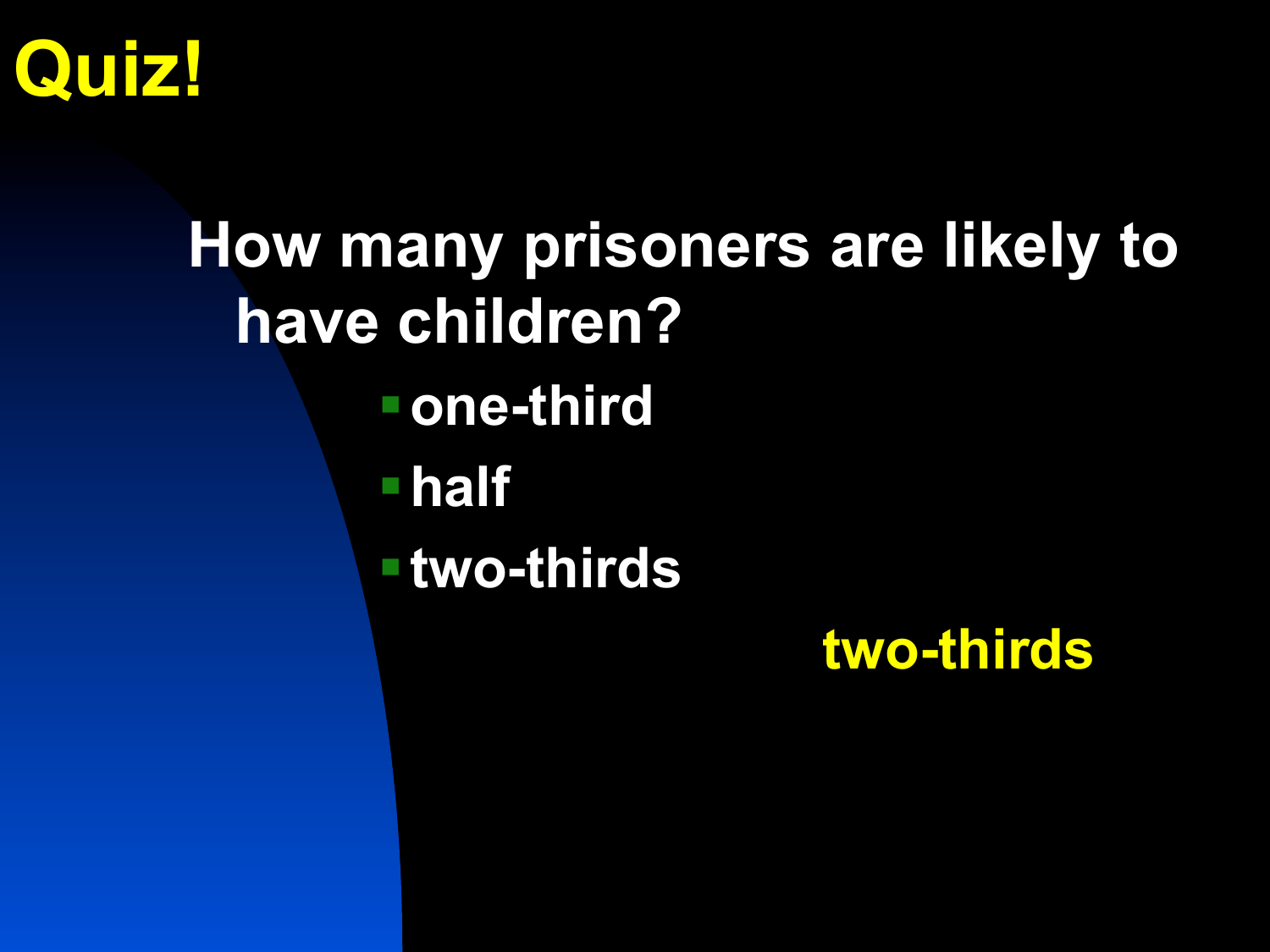# Quiz!

**How many prisoners are likely to have children?**

- one-third
- half
- two-thirds

**two-thirds**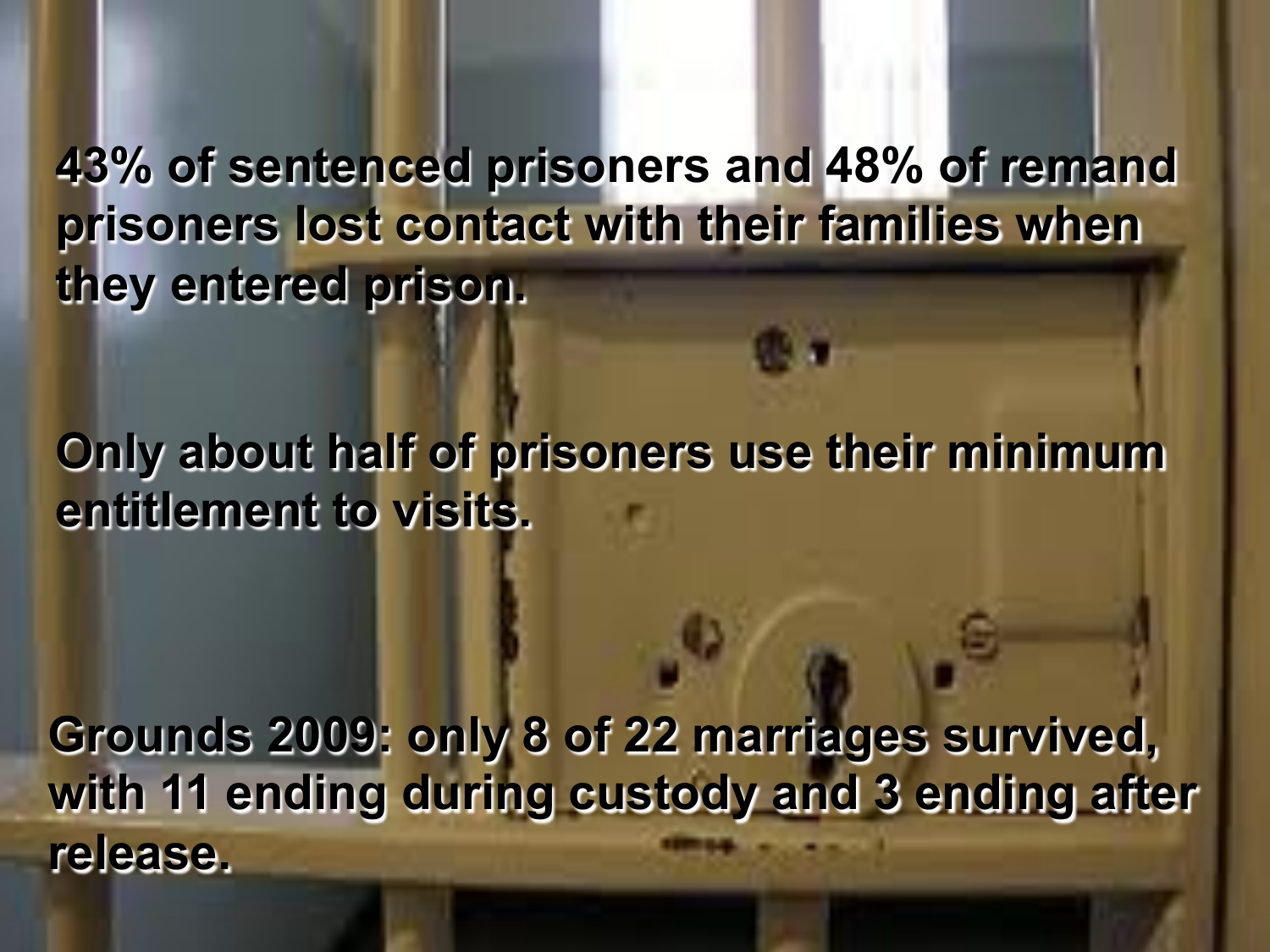43% of sentenced prisoners and 48% of remand prisoners lost contact with their families when they entered prison.

Only about half of prisoners use their minimum entitlement to visits.

Grounds 2009: only 8 of 22 marriages survived, with 11 ending during custody and 3 ending after release.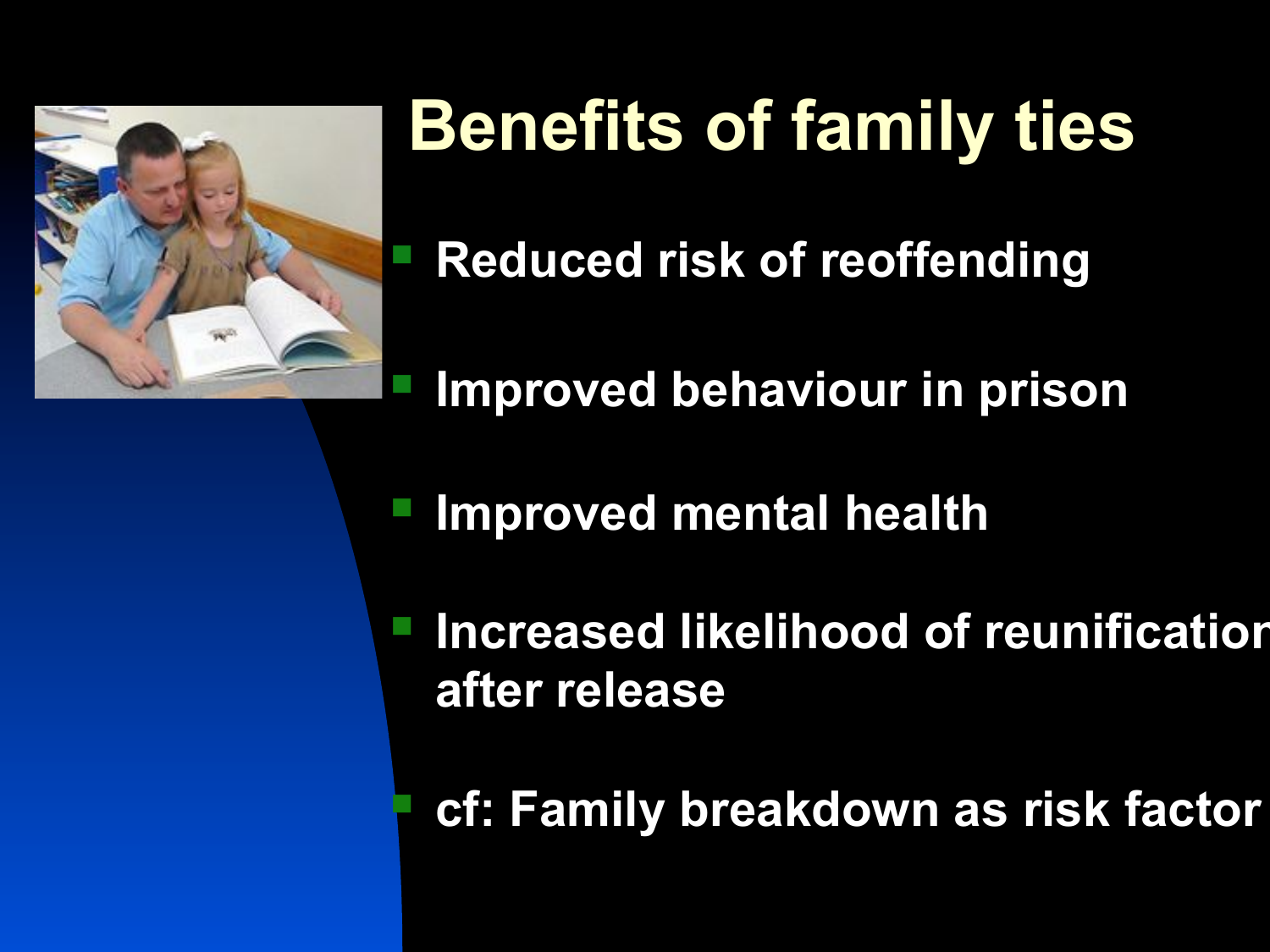# Benefits of family ties

- Reduced risk of reoffending
- Improved behaviour in prison
- Improved mental health
- Increased likelihood of reunification after release
- cf: Family breakdown as risk factor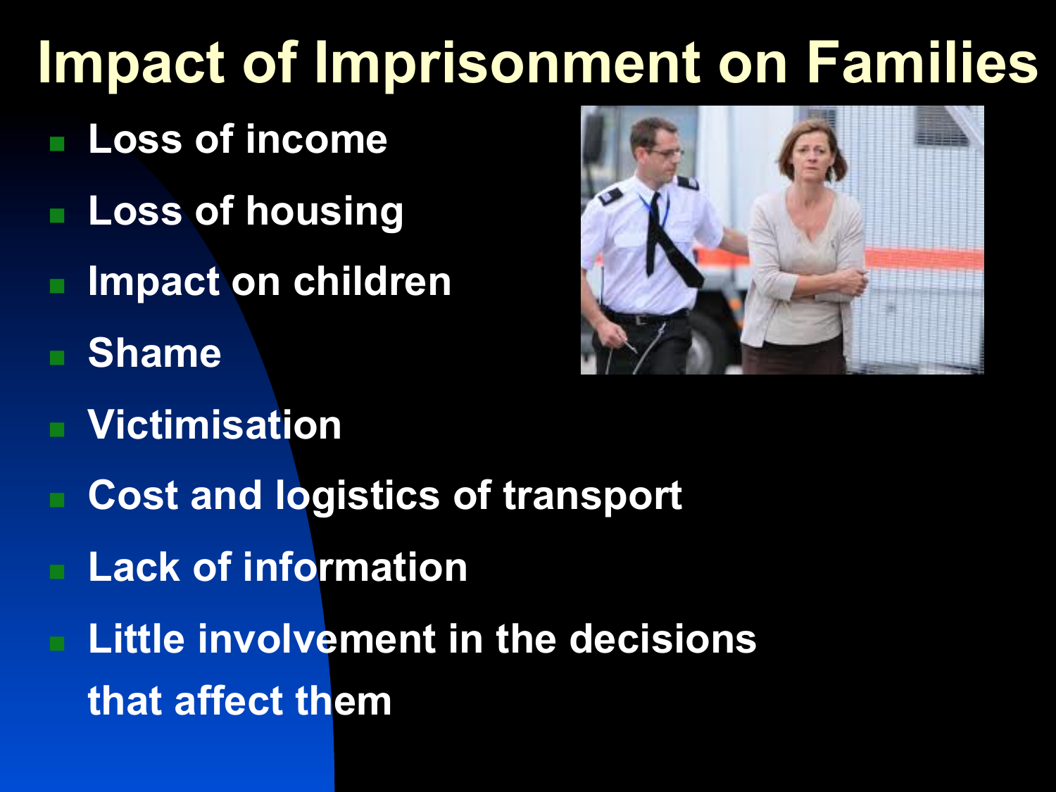# Impact of Imprisonment on Families

- Loss of income
- Loss of housing
- Impact on children
- Shame
- Victimisation
- Cost and logistics of transport
- Lack of information
- Little involvement in the decisions that affect them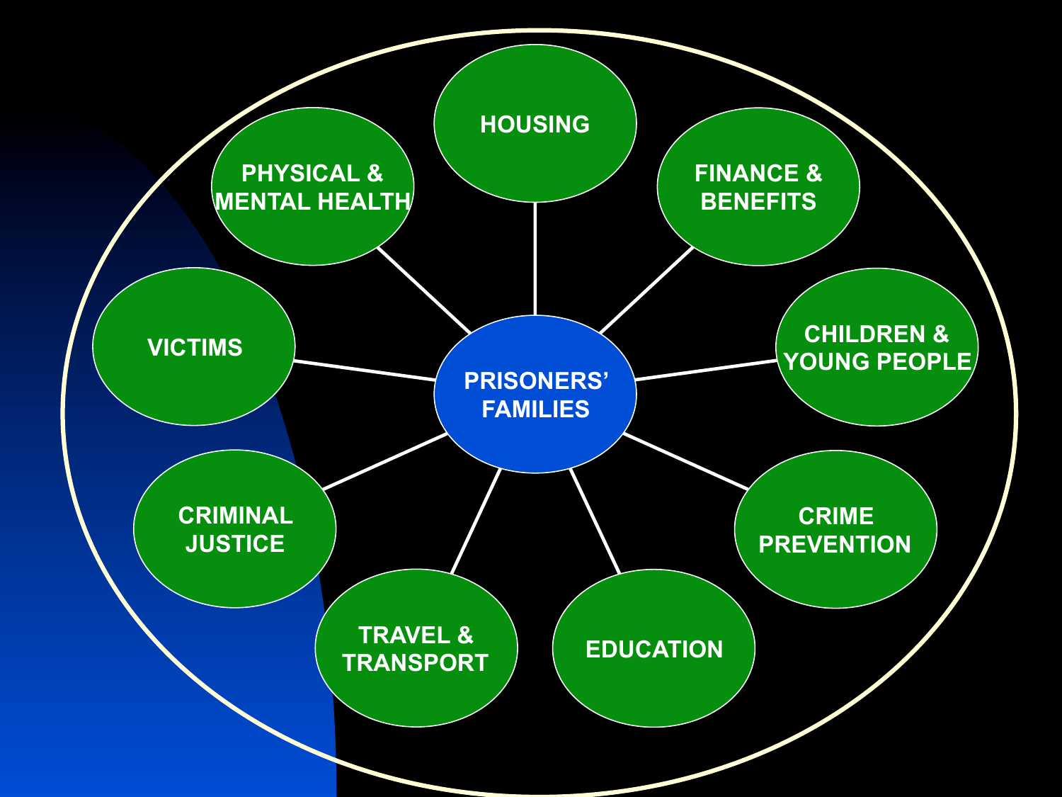PRISONERS' FAMILIES

- HOUSING
- FINANCE & BENEFITS
- CHILDREN & YOUNG PEOPLE
- CRIME PREVENTION
- EDUCATION
- TRAVEL & TRANSPORT
- CRIMINAL JUSTICE
- VICTIMS
- PHYSICAL & MENTAL HEALTH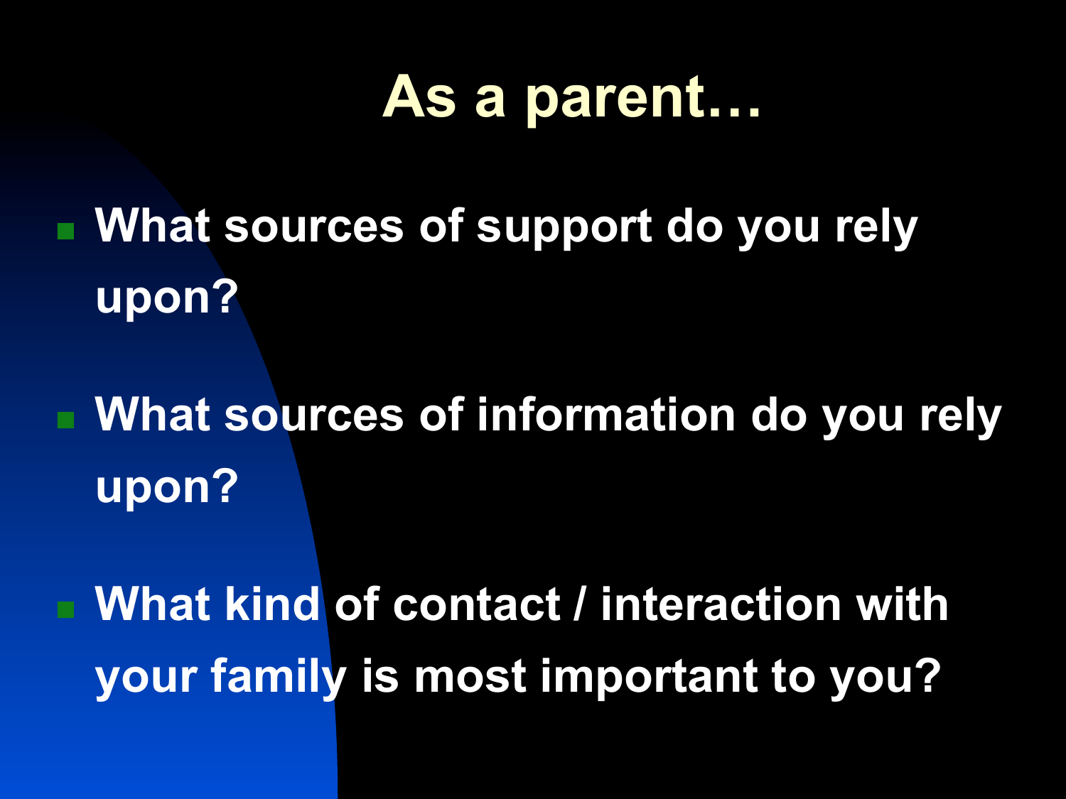# As a parent…

- **What sources of support do you rely upon?**
- **What sources of information do you rely upon?**
- **What kind of contact / interaction with your family is most important to you?**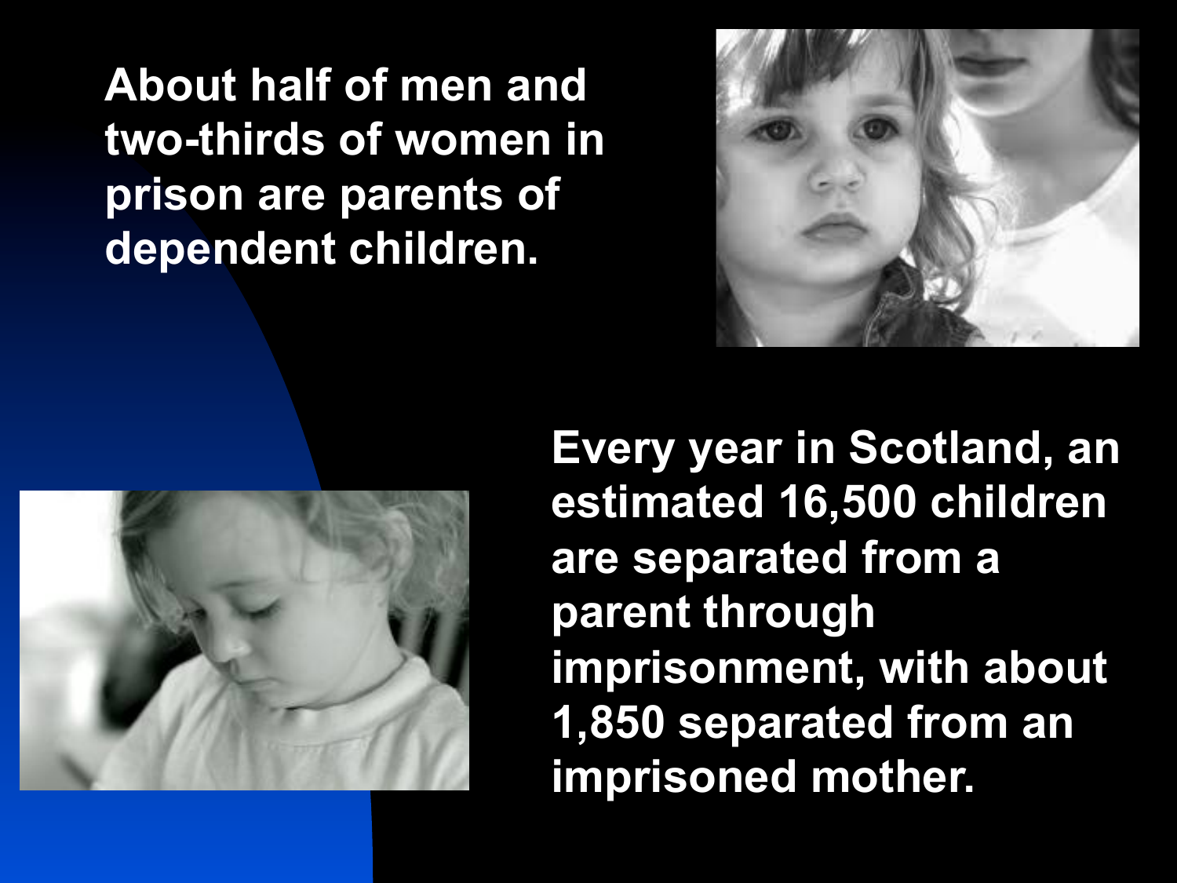About half of men and two-thirds of women in prison are parents of dependent children.

Every year in Scotland, an estimated 16,500 children are separated from a parent through imprisonment, with about 1,850 separated from an imprisoned mother.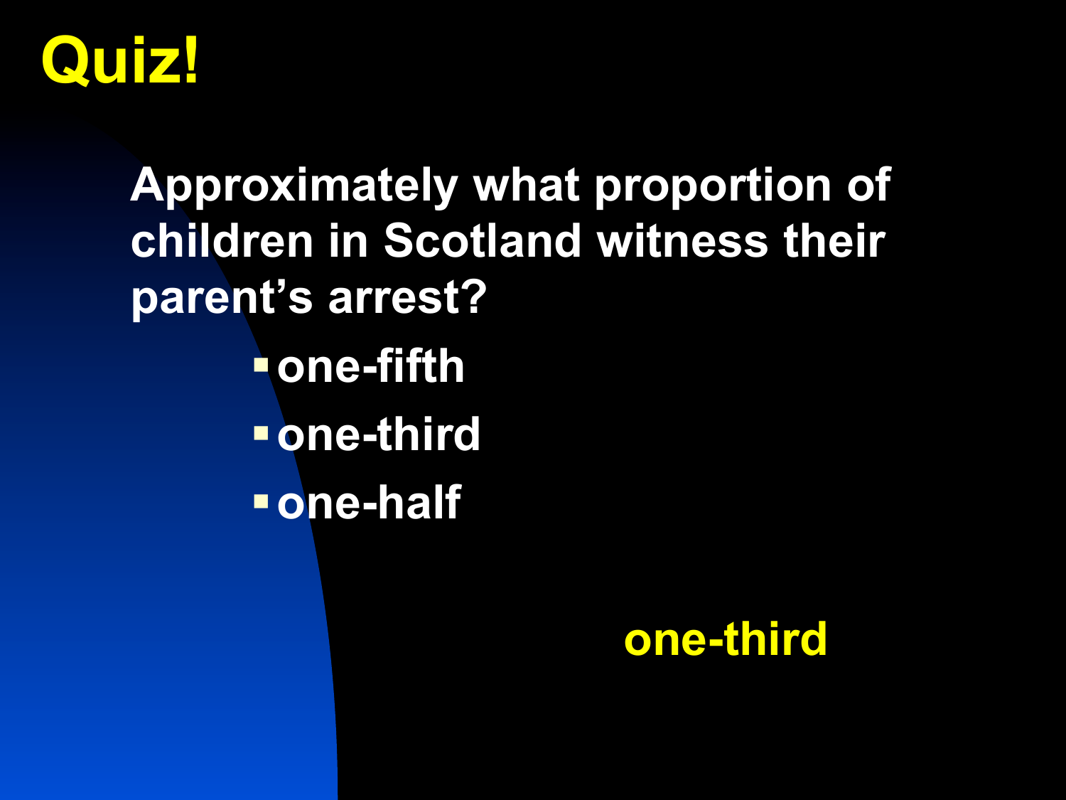# Quiz!

**Approximately what proportion of children in Scotland witness their parent's arrest?**

- **one-fifth**
- **one-third**
- **one-half**

**one-third**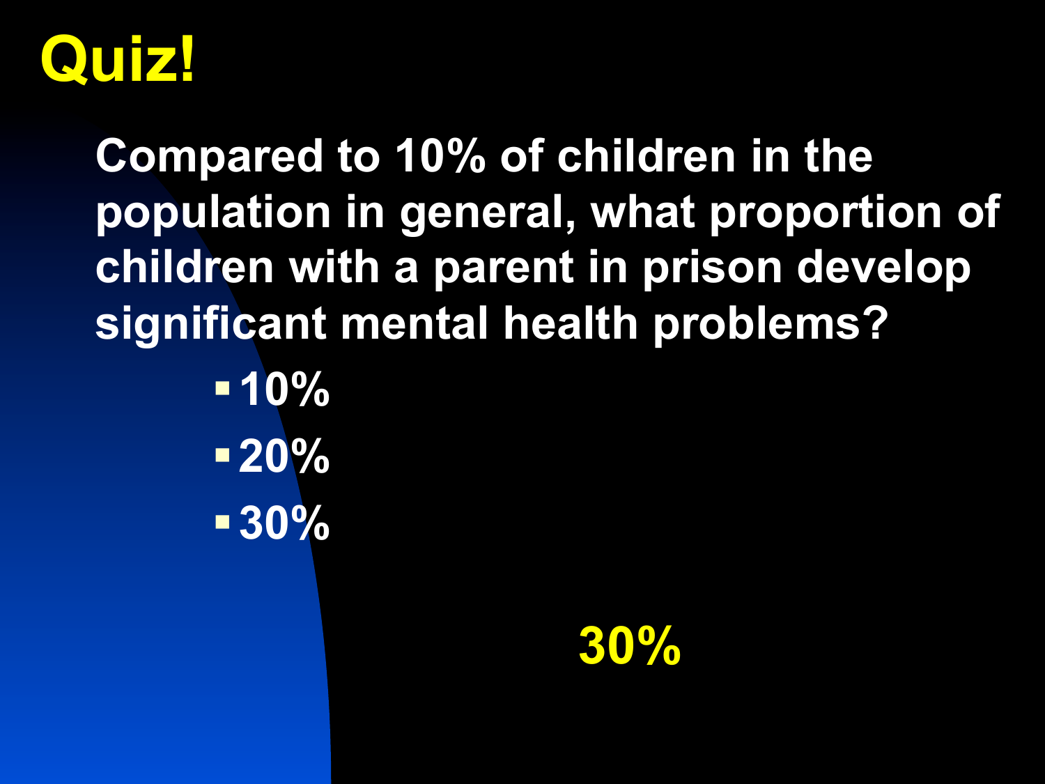# Quiz!

**Compared to 10% of children in the population in general, what proportion of children with a parent in prison develop significant mental health problems?**

- 10%
- 20%
- 30%

**30%**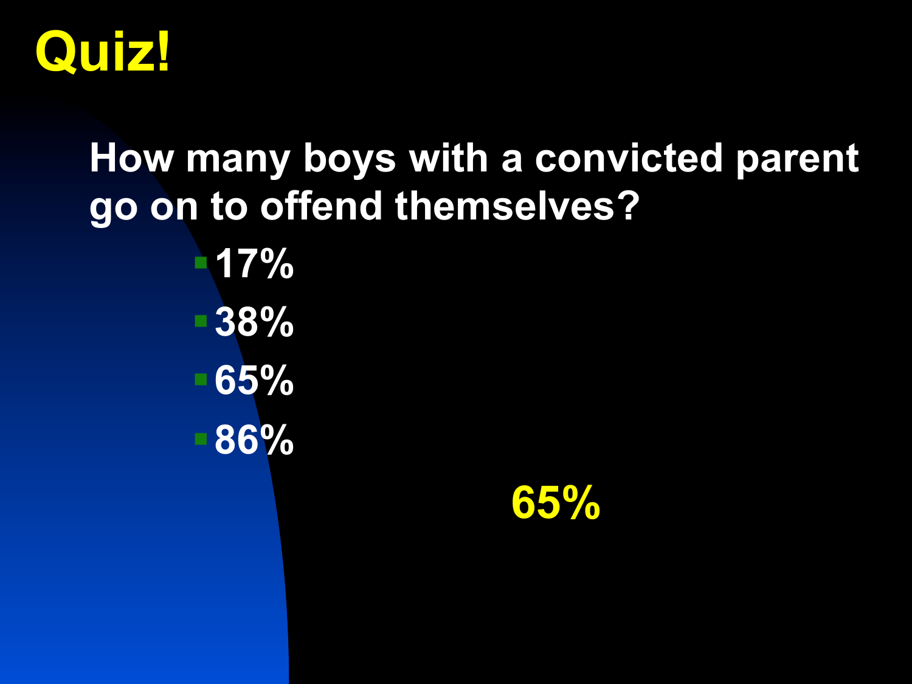# Quiz!

**How many boys with a convicted parent go on to offend themselves?**

- **17%**
- **38%**
- **65%**
- **86%**

**65%**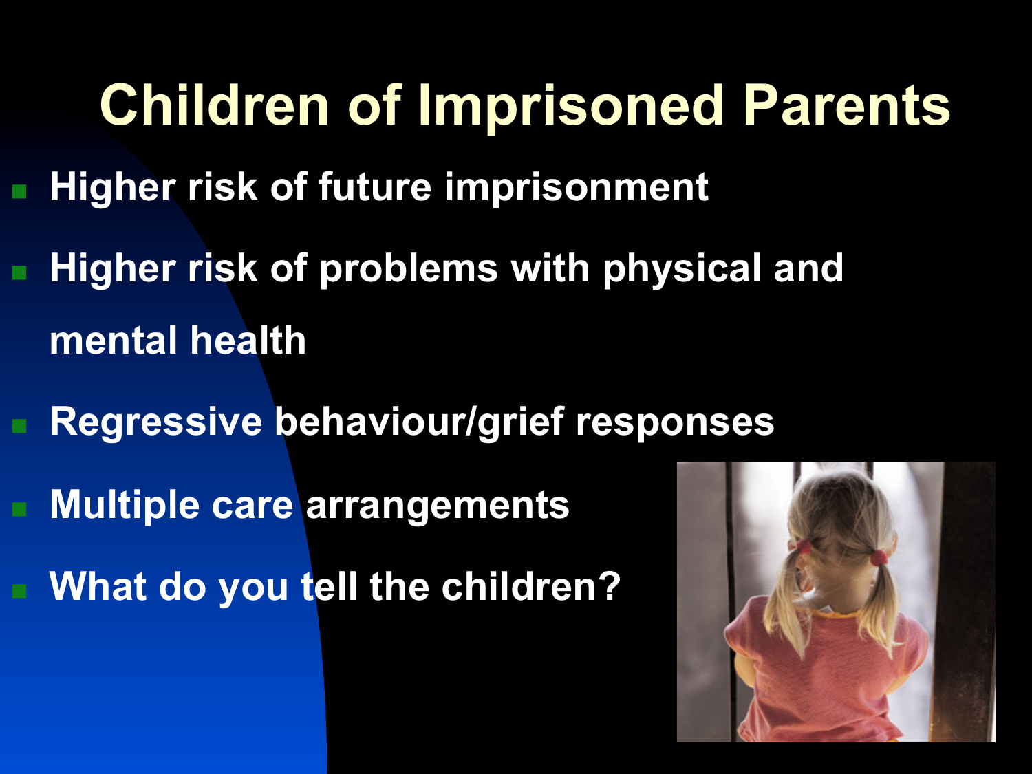# Children of Imprisoned Parents

- Higher risk of future imprisonment
- Higher risk of problems with physical and mental health
- Regressive behaviour/grief responses
- Multiple care arrangements
- What do you tell the children?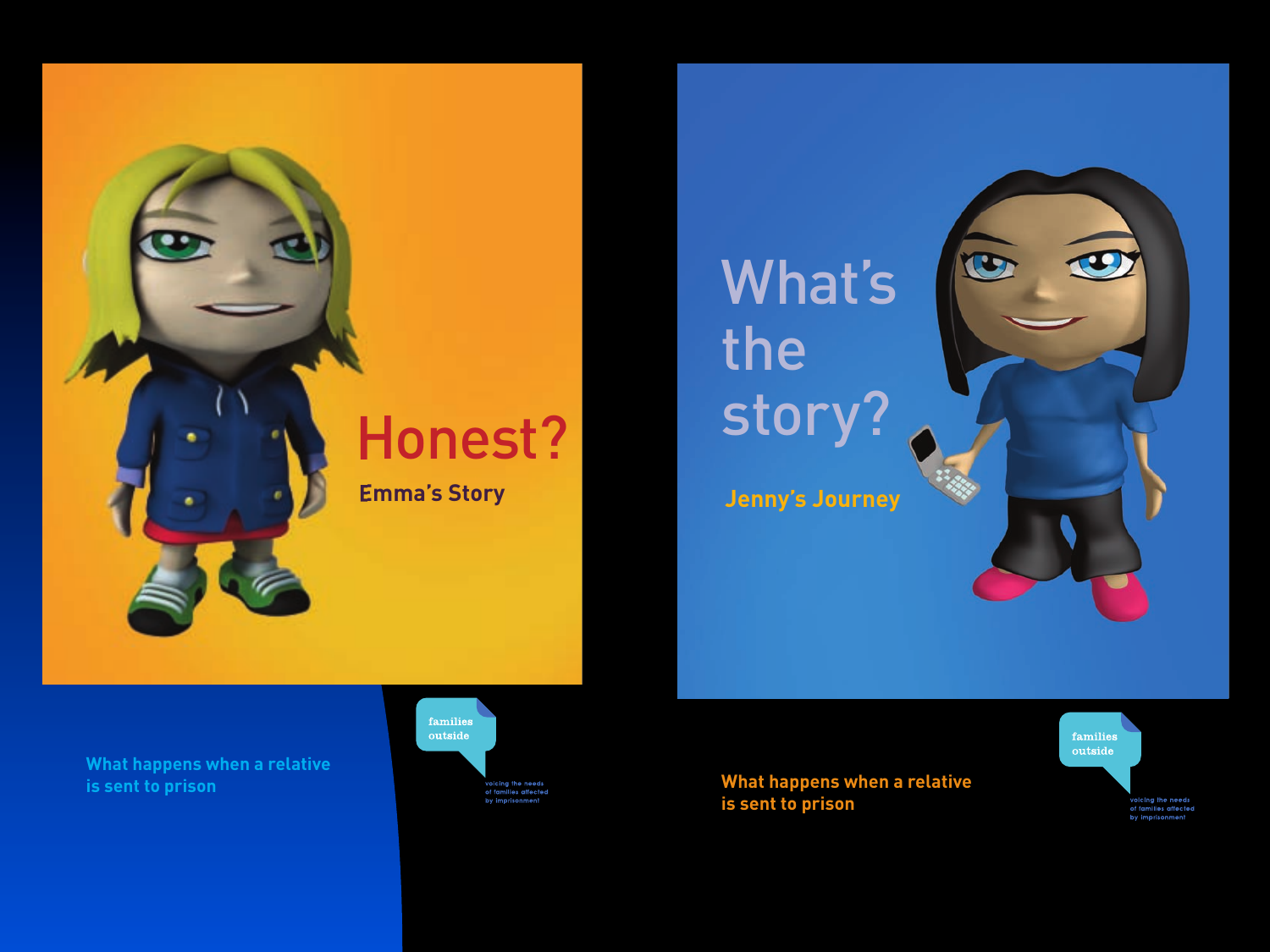# Honest?

## Emma's Story

What happens when a relative is sent to prison

families outside

voicing the needs of families affected by imprisonment

# What's the story?

## Jenny's Journey

What happens when a relative is sent to prison

families outside

voicing the needs of families affected by imprisonment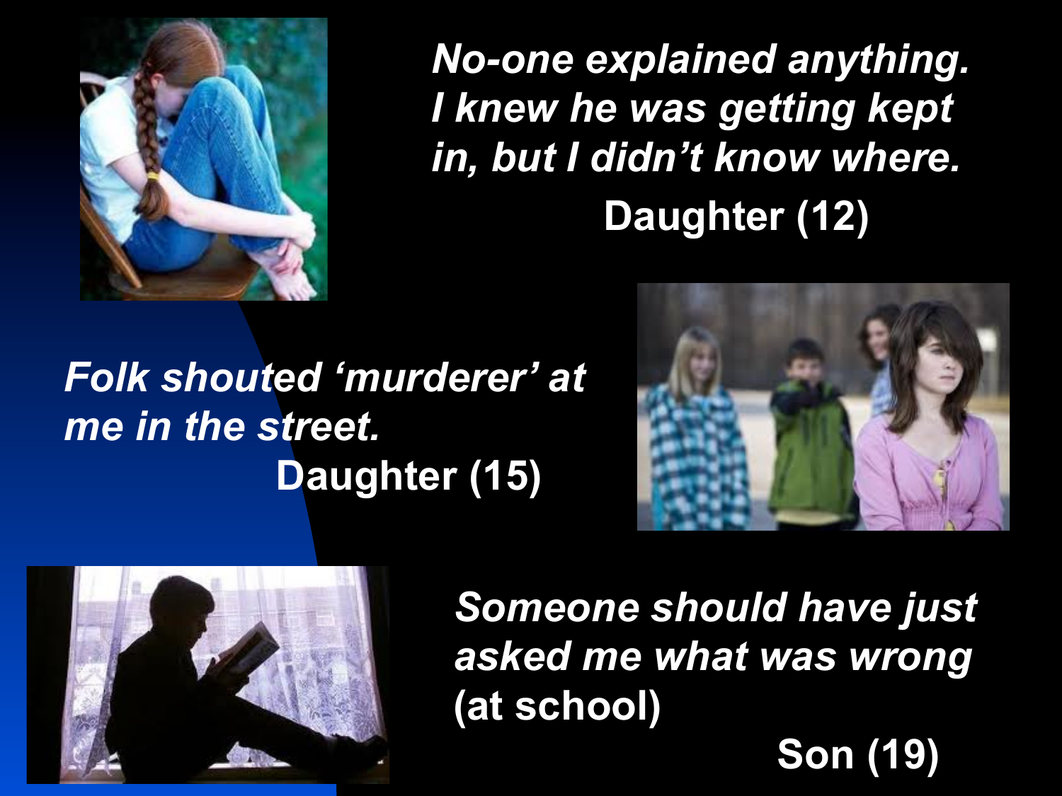*No-one explained anything. I knew he was getting kept in, but I didn't know where.*

**Daughter (12)**

*Folk shouted 'murderer' at me in the street.*

**Daughter (15)**

*Someone should have just asked me what was wrong (at school)*

**Son (19)**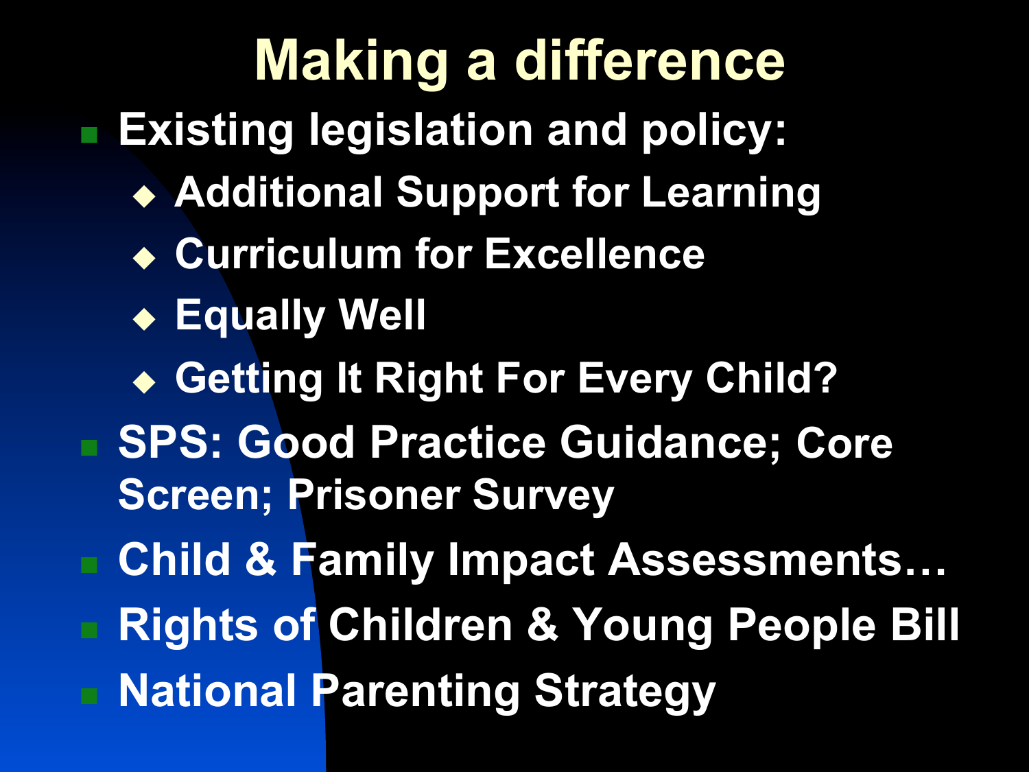# Making a difference

- Existing legislation and policy:
  - Additional Support for Learning
  - Curriculum for Excellence
  - Equally Well
  - Getting It Right For Every Child?
- SPS: Good Practice Guidance; Core Screen; Prisoner Survey
- Child & Family Impact Assessments…
- Rights of Children & Young People Bill
- National Parenting Strategy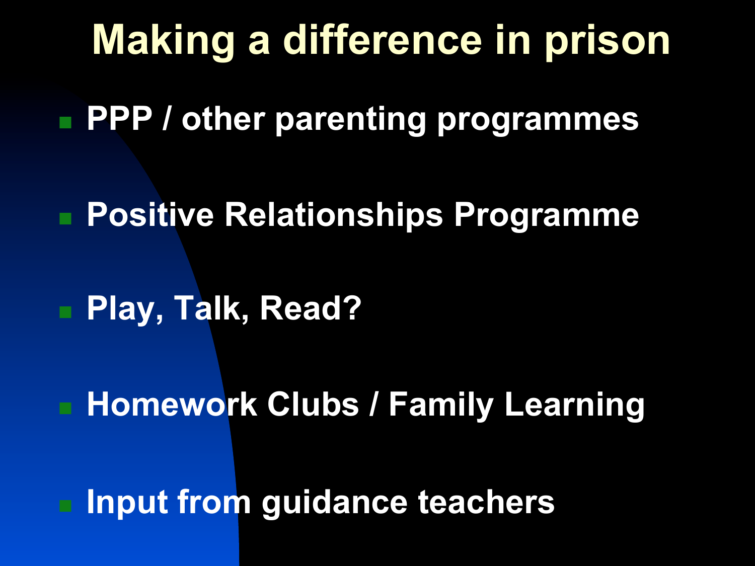# Making a difference in prison

- PPP / other parenting programmes
- Positive Relationships Programme
- Play, Talk, Read?
- Homework Clubs / Family Learning
- Input from guidance teachers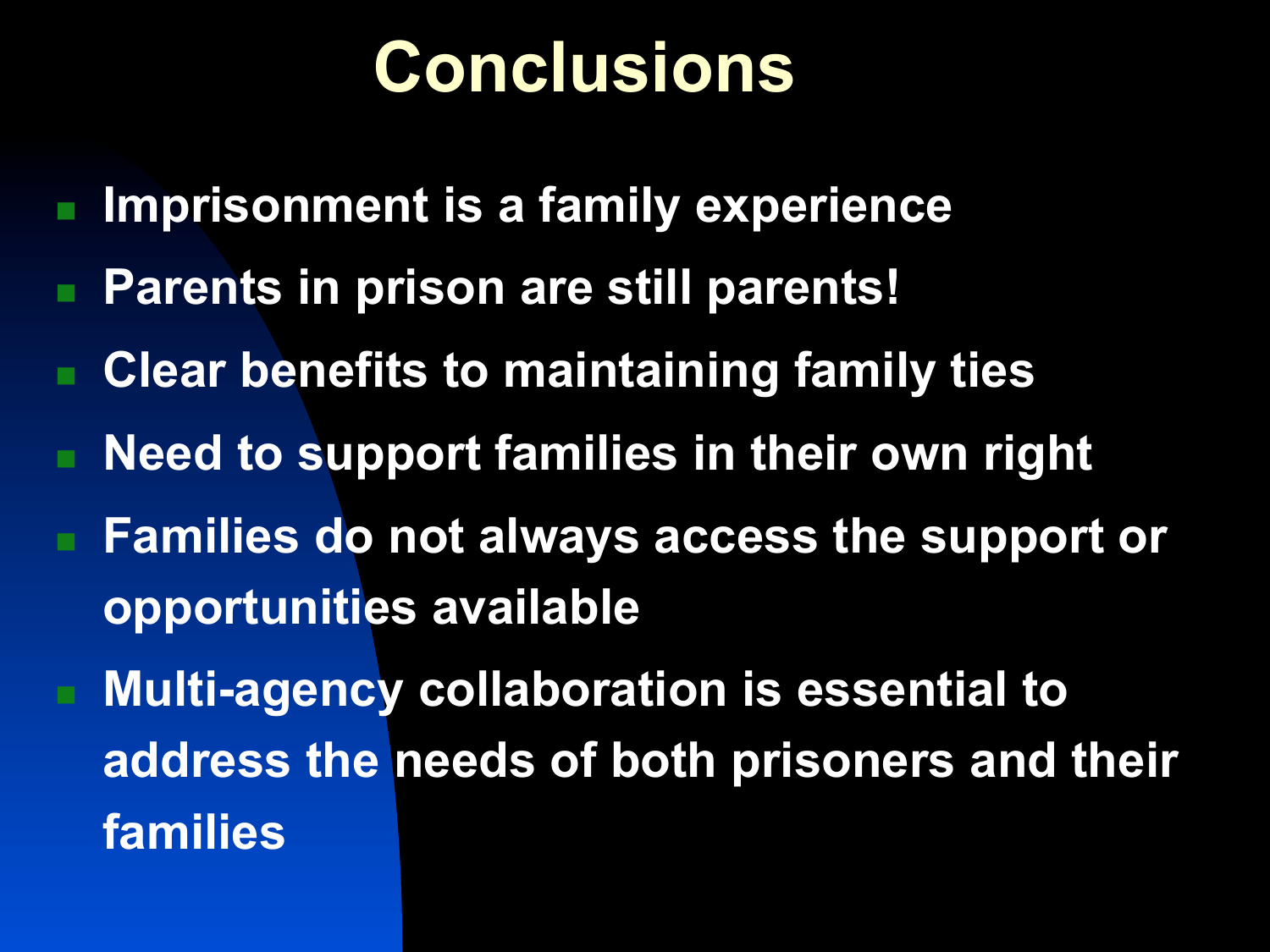# Conclusions

- Imprisonment is a family experience
- Parents in prison are still parents!
- Clear benefits to maintaining family ties
- Need to support families in their own right
- Families do not always access the support or opportunities available
- Multi-agency collaboration is essential to address the needs of both prisoners and their families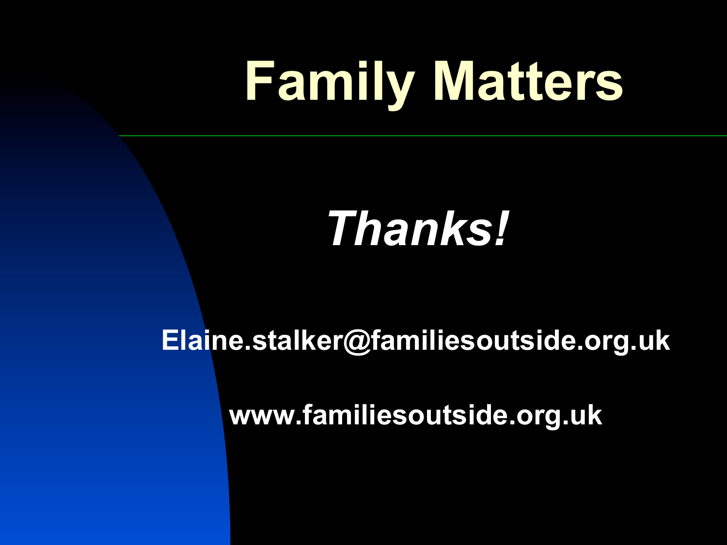# Family Matters

***Thanks!***

**Elaine.stalker@familiesoutside.org.uk**

**www.familiesoutside.org.uk**